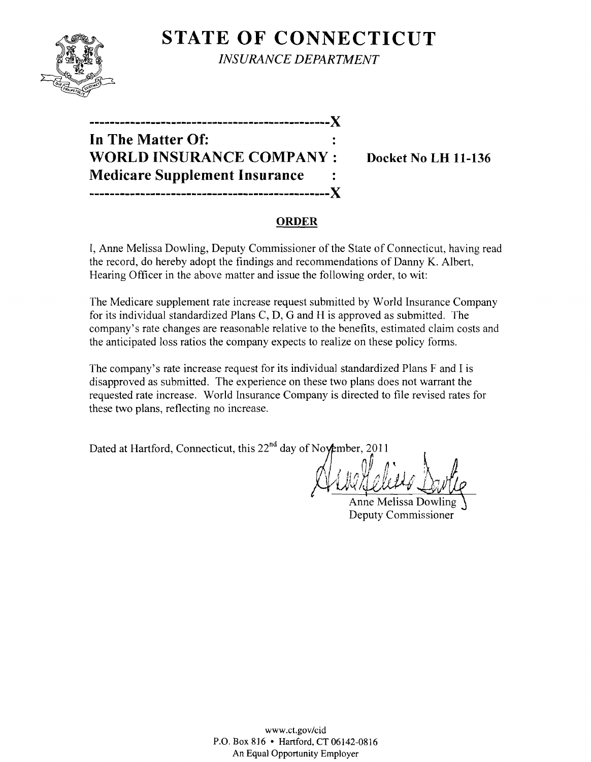# STATE OF CONNECTICUT

*INSURANCE DEPARTMENT*

```
----------------------------------------------X
In The Matter Of:                             :
WORLD INSURANCE COMPANY                       :     Docket No LH 11-136
Medicare Supplement Insurance                 :
----------------------------------------------X
```

## ORDER

I, Anne Melissa Dowling, Deputy Commissioner of the State of Connecticut, having read the record, do hereby adopt the findings and recommendations of Danny K. Albert, Hearing Officer in the above matter and issue the following order, to wit:

The Medicare supplement rate increase request submitted by World Insurance Company for its individual standardized Plans C, D, G and H is approved as submitted. The company's rate changes are reasonable relative to the benefits, estimated claim costs and the anticipated loss ratios the company expects to realize on these policy forms.

The company's rate increase request for its individual standardized Plans F and I is disapproved as submitted. The experience on these two plans does not warrant the requested rate increase. World Insurance Company is directed to file revised rates for these two plans, reflecting no increase.

Dated at Hartford, Connecticut, this 22nd day of November, 2011

Anne Melissa Dowling
Deputy Commissioner

www.ct.gov/cid
P.O. Box 816 • Hartford, CT 06142-0816
An Equal Opportunity Employer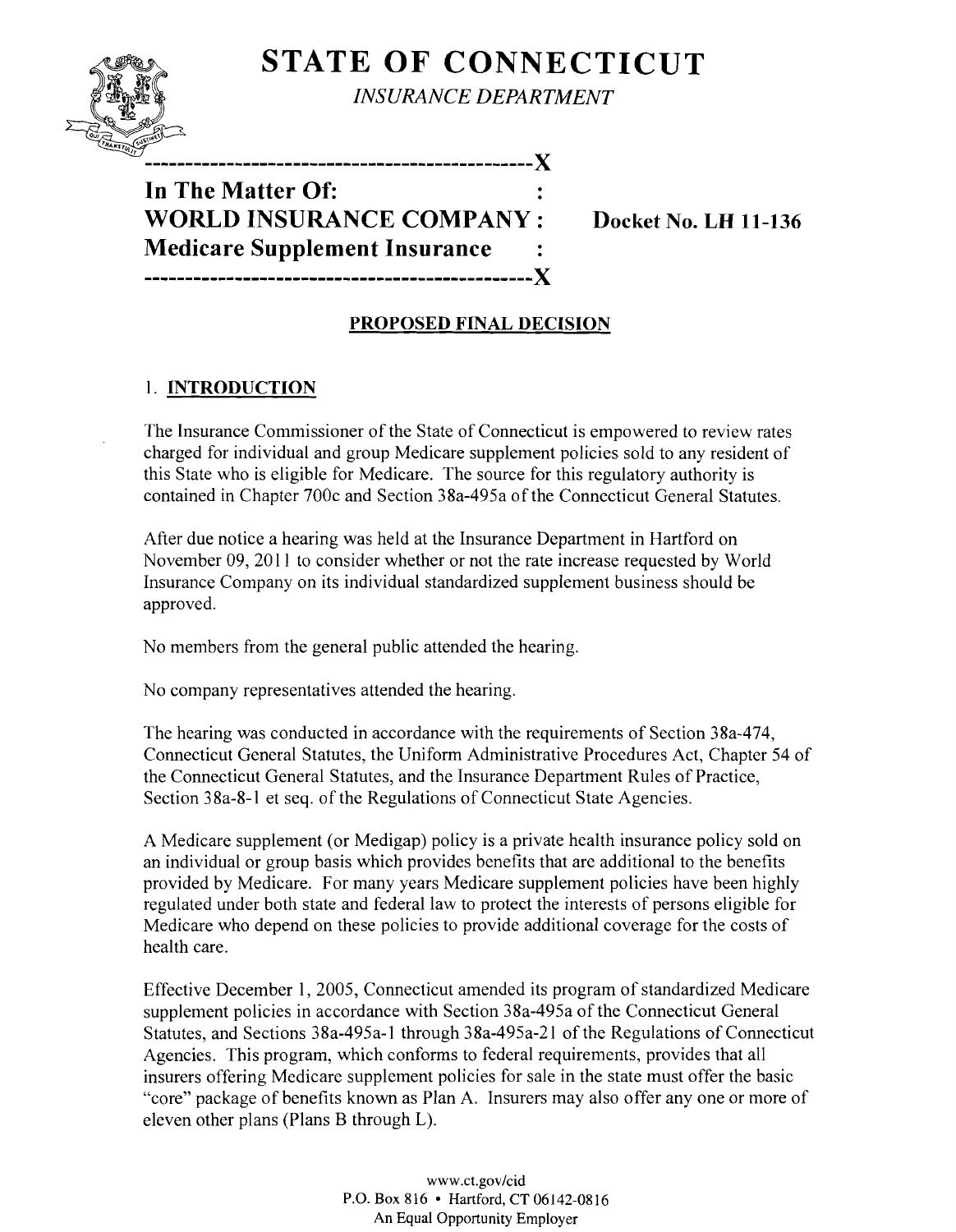# STATE OF CONNECTICUT

*INSURANCE DEPARTMENT*

---

**In The Matter Of:**
**WORLD INSURANCE COMPANY :** **Docket No. LH 11-136**
**Medicare Supplement Insurance**

---

## PROPOSED FINAL DECISION

### 1. INTRODUCTION

The Insurance Commissioner of the State of Connecticut is empowered to review rates charged for individual and group Medicare supplement policies sold to any resident of this State who is eligible for Medicare. The source for this regulatory authority is contained in Chapter 700c and Section 38a-495a of the Connecticut General Statutes.

After due notice a hearing was held at the Insurance Department in Hartford on November 09, 2011 to consider whether or not the rate increase requested by World Insurance Company on its individual standardized supplement business should be approved.

No members from the general public attended the hearing.

No company representatives attended the hearing.

The hearing was conducted in accordance with the requirements of Section 38a-474, Connecticut General Statutes, the Uniform Administrative Procedures Act, Chapter 54 of the Connecticut General Statutes, and the Insurance Department Rules of Practice, Section 38a-8-1 et seq. of the Regulations of Connecticut State Agencies.

A Medicare supplement (or Medigap) policy is a private health insurance policy sold on an individual or group basis which provides benefits that are additional to the benefits provided by Medicare. For many years Medicare supplement policies have been highly regulated under both state and federal law to protect the interests of persons eligible for Medicare who depend on these policies to provide additional coverage for the costs of health care.

Effective December 1, 2005, Connecticut amended its program of standardized Medicare supplement policies in accordance with Section 38a-495a of the Connecticut General Statutes, and Sections 38a-495a-1 through 38a-495a-21 of the Regulations of Connecticut Agencies. This program, which conforms to federal requirements, provides that all insurers offering Medicare supplement policies for sale in the state must offer the basic "core" package of benefits known as Plan A. Insurers may also offer any one or more of eleven other plans (Plans B through L).

www.ct.gov/cid
P.O. Box 816 • Hartford, CT 06142-0816
An Equal Opportunity Employer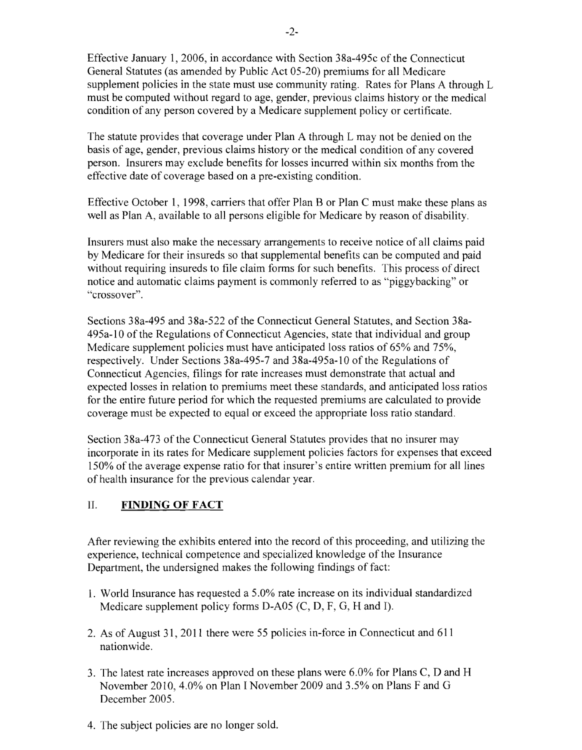Effective January 1, 2006, in accordance with Section 38a-495c of the Connecticut General Statutes (as amended by Public Act 05-20) premiums for all Medicare supplement policies in the state must use community rating. Rates for Plans A through L must be computed without regard to age, gender, previous claims history or the medical condition of any person covered by a Medicare supplement policy or certificate.

The statute provides that coverage under Plan A through L may not be denied on the basis of age, gender, previous claims history or the medical condition of any covered person. Insurers may exclude benefits for losses incurred within six months from the effective date of coverage based on a pre-existing condition.

Effective October 1, 1998, carriers that offer Plan B or Plan C must make these plans as well as Plan A, available to all persons eligible for Medicare by reason of disability.

Insurers must also make the necessary arrangements to receive notice of all claims paid by Medicare for their insureds so that supplemental benefits can be computed and paid without requiring insureds to file claim forms for such benefits. This process of direct notice and automatic claims payment is commonly referred to as "piggybacking" or "crossover".

Sections 38a-495 and 38a-522 of the Connecticut General Statutes, and Section 38a-495a-10 of the Regulations of Connecticut Agencies, state that individual and group Medicare supplement policies must have anticipated loss ratios of 65% and 75%, respectively. Under Sections 38a-495-7 and 38a-495a-10 of the Regulations of Connecticut Agencies, filings for rate increases must demonstrate that actual and expected losses in relation to premiums meet these standards, and anticipated loss ratios for the entire future period for which the requested premiums are calculated to provide coverage must be expected to equal or exceed the appropriate loss ratio standard.

Section 38a-473 of the Connecticut General Statutes provides that no insurer may incorporate in its rates for Medicare supplement policies factors for expenses that exceed 150% of the average expense ratio for that insurer's entire written premium for all lines of health insurance for the previous calendar year.

## II. FINDING OF FACT

After reviewing the exhibits entered into the record of this proceeding, and utilizing the experience, technical competence and specialized knowledge of the Insurance Department, the undersigned makes the following findings of fact:

1. World Insurance has requested a 5.0% rate increase on its individual standardized Medicare supplement policy forms D-A05 (C, D, F, G, H and I).
2. As of August 31, 2011 there were 55 policies in-force in Connecticut and 611 nationwide.
3. The latest rate increases approved on these plans were 6.0% for Plans C, D and H November 2010, 4.0% on Plan I November 2009 and 3.5% on Plans F and G December 2005.
4. The subject policies are no longer sold.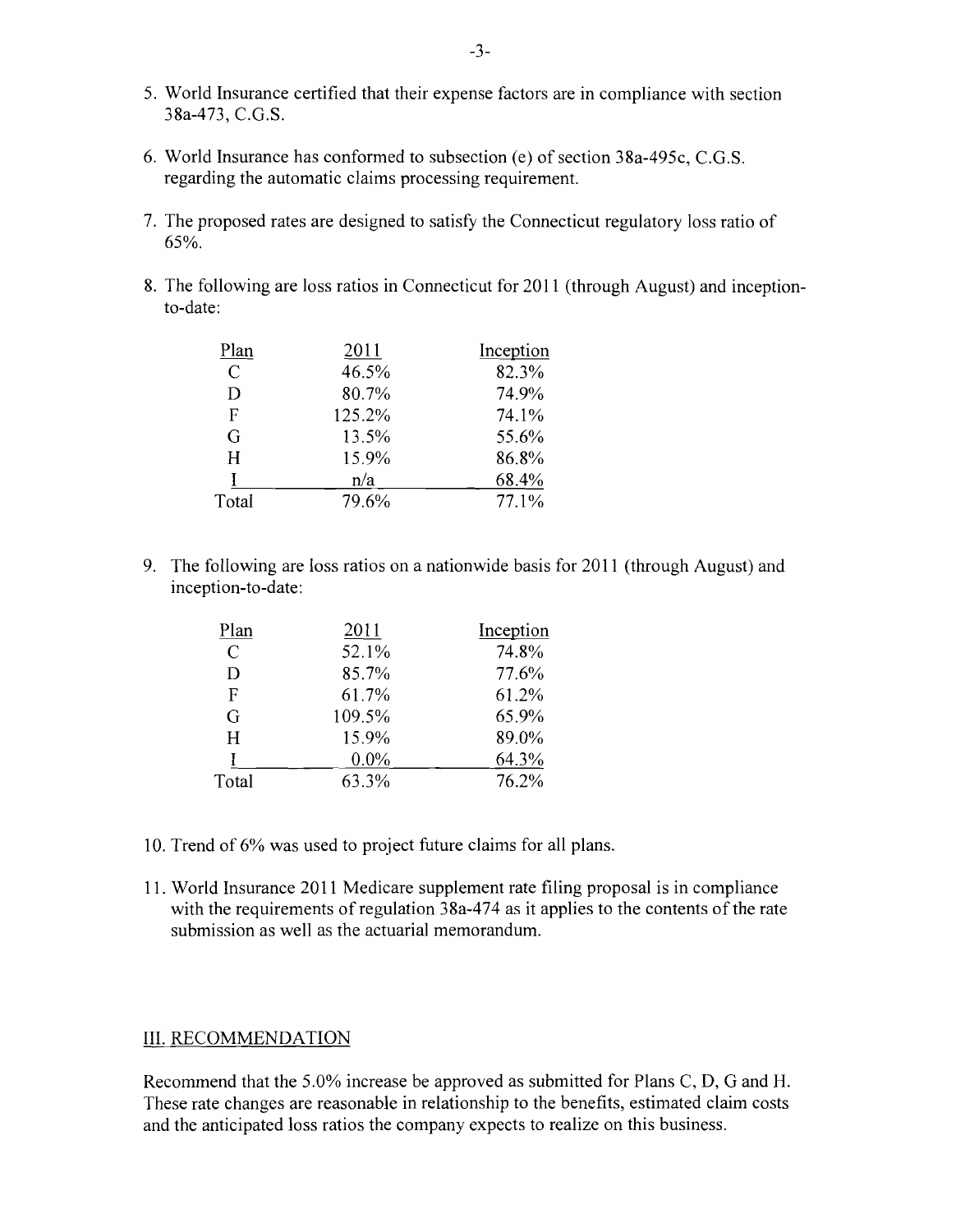5. World Insurance certified that their expense factors are in compliance with section 38a-473, C.G.S.

6. World Insurance has conformed to subsection (e) of section 38a-495c, C.G.S. regarding the automatic claims processing requirement.

7. The proposed rates are designed to satisfy the Connecticut regulatory loss ratio of 65%.

8. The following are loss ratios in Connecticut for 2011 (through August) and inception-to-date:

| Plan | 2011 | Inception |
|---|---|---|
| C | 46.5% | 82.3% |
| D | 80.7% | 74.9% |
| F | 125.2% | 74.1% |
| G | 13.5% | 55.6% |
| H | 15.9% | 86.8% |
| I | n/a | 68.4% |
| Total | 79.6% | 77.1% |

9. The following are loss ratios on a nationwide basis for 2011 (through August) and inception-to-date:

| Plan | 2011 | Inception |
|---|---|---|
| C | 52.1% | 74.8% |
| D | 85.7% | 77.6% |
| F | 61.7% | 61.2% |
| G | 109.5% | 65.9% |
| H | 15.9% | 89.0% |
| I | 0.0% | 64.3% |
| Total | 63.3% | 76.2% |

10. Trend of 6% was used to project future claims for all plans.

11. World Insurance 2011 Medicare supplement rate filing proposal is in compliance with the requirements of regulation 38a-474 as it applies to the contents of the rate submission as well as the actuarial memorandum.

## III. RECOMMENDATION

Recommend that the 5.0% increase be approved as submitted for Plans C, D, G and H. These rate changes are reasonable in relationship to the benefits, estimated claim costs and the anticipated loss ratios the company expects to realize on this business.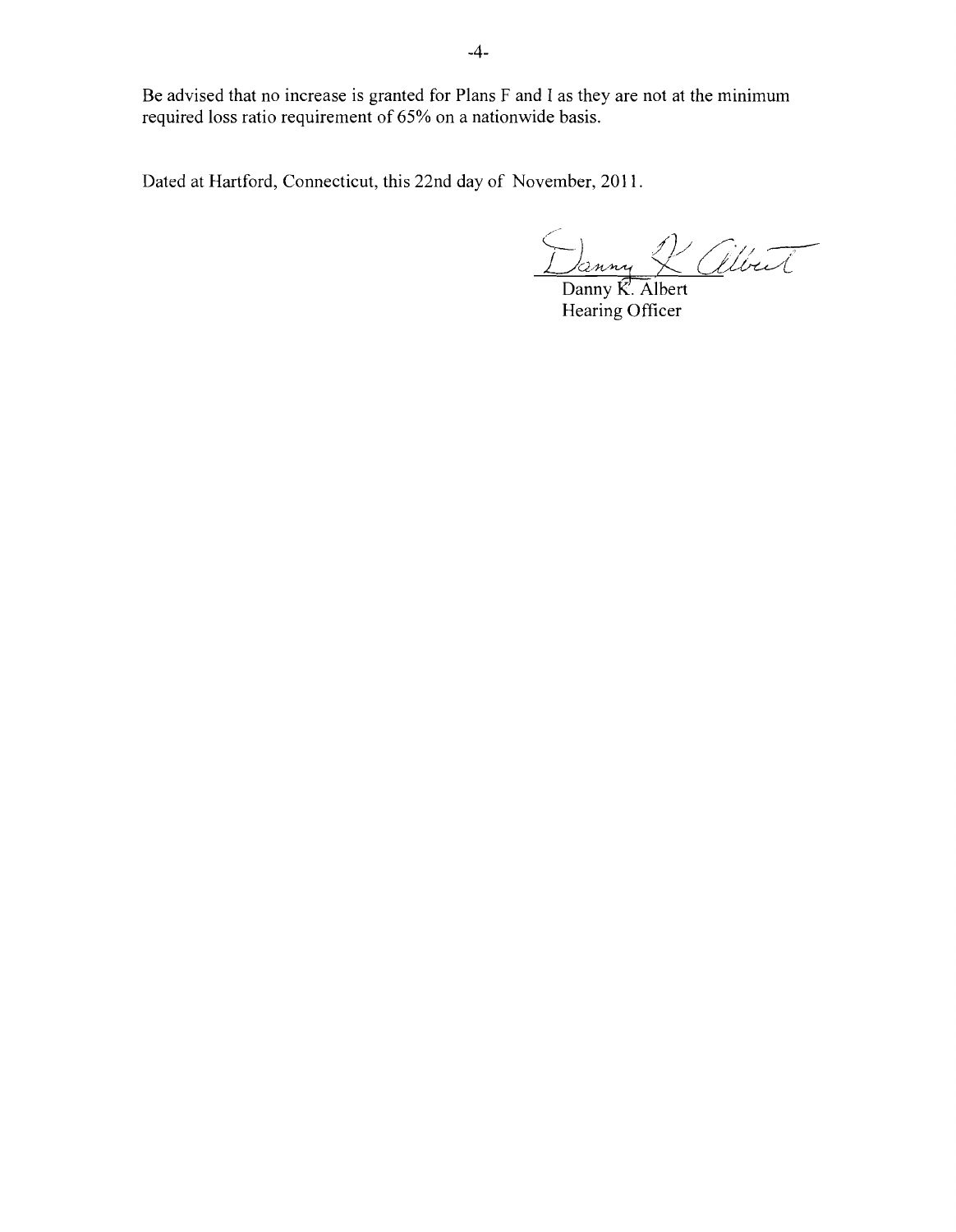Be advised that no increase is granted for Plans F and I as they are not at the minimum required loss ratio requirement of 65% on a nationwide basis.

Dated at Hartford, Connecticut, this 22nd day of November, 2011.

Danny K. Albert
Hearing Officer